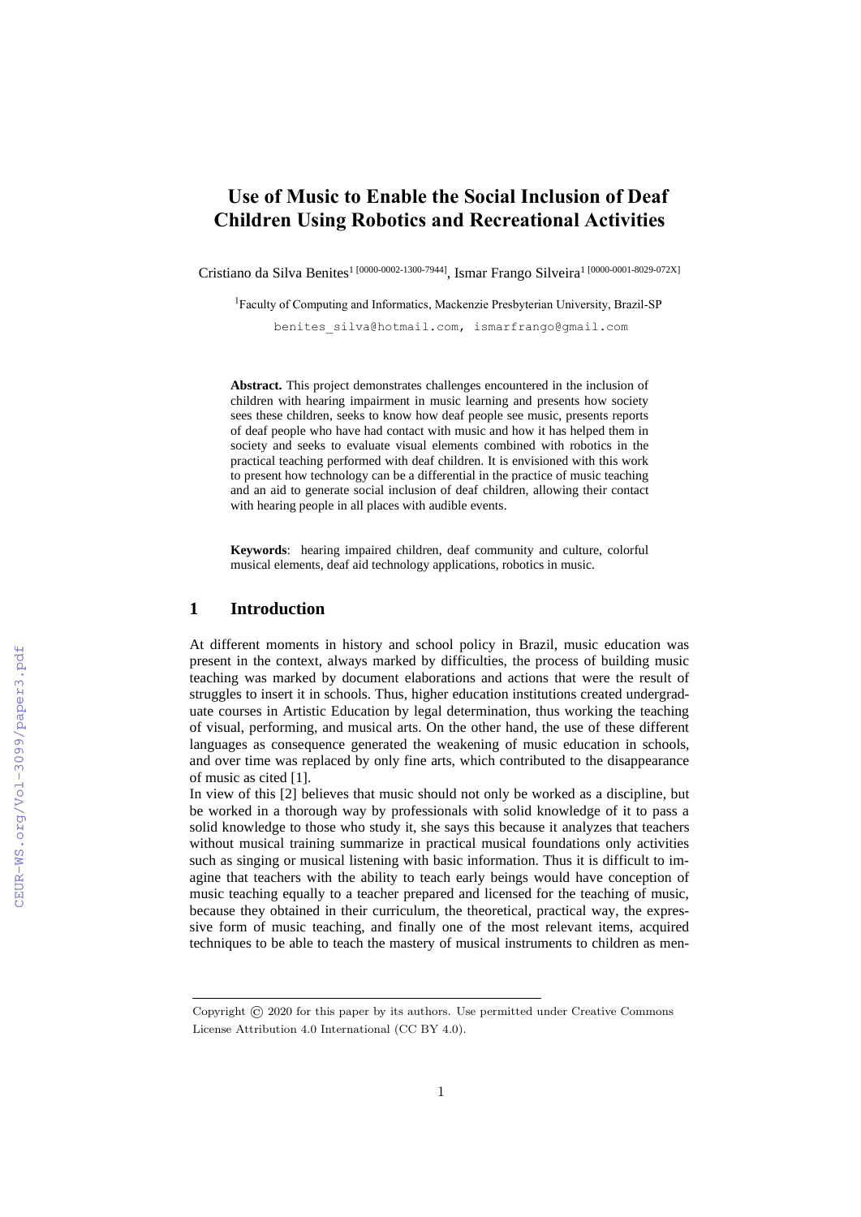# Use of Music to Enable the Social Inclusion of Deaf Children Using Robotics and Recreational Activities

Cristiano da Silva Benites[1 [0000-0002-1300-7944]], Ismar Frango Silveira[1 [0000-0001-8029-072X]]

[1]Faculty of Computing and Informatics, Mackenzie Presbyterian University, Brazil-SP

benites_silva@hotmail.com, ismarfrango@gmail.com

**Abstract.** This project demonstrates challenges encountered in the inclusion of children with hearing impairment in music learning and presents how society sees these children, seeks to know how deaf people see music, presents reports of deaf people who have had contact with music and how it has helped them in society and seeks to evaluate visual elements combined with robotics in the practical teaching performed with deaf children. It is envisioned with this work to present how technology can be a differential in the practice of music teaching and an aid to generate social inclusion of deaf children, allowing their contact with hearing people in all places with audible events.

**Keywords**: hearing impaired children, deaf community and culture, colorful musical elements, deaf aid technology applications, robotics in music.

## 1 Introduction

At different moments in history and school policy in Brazil, music education was present in the context, always marked by difficulties, the process of building music teaching was marked by document elaborations and actions that were the result of struggles to insert it in schools. Thus, higher education institutions created undergraduate courses in Artistic Education by legal determination, thus working the teaching of visual, performing, and musical arts. On the other hand, the use of these different languages as consequence generated the weakening of music education in schools, and over time was replaced by only fine arts, which contributed to the disappearance of music as cited [1].

In view of this [2] believes that music should not only be worked as a discipline, but be worked in a thorough way by professionals with solid knowledge of it to pass a solid knowledge to those who study it, she says this because it analyzes that teachers without musical training summarize in practical musical foundations only activities such as singing or musical listening with basic information. Thus it is difficult to imagine that teachers with the ability to teach early beings would have conception of music teaching equally to a teacher prepared and licensed for the teaching of music, because they obtained in their curriculum, the theoretical, practical way, the expressive form of music teaching, and finally one of the most relevant items, acquired techniques to be able to teach the mastery of musical instruments to children as men-

Copyright © 2020 for this paper by its authors. Use permitted under Creative Commons License Attribution 4.0 International (CC BY 4.0).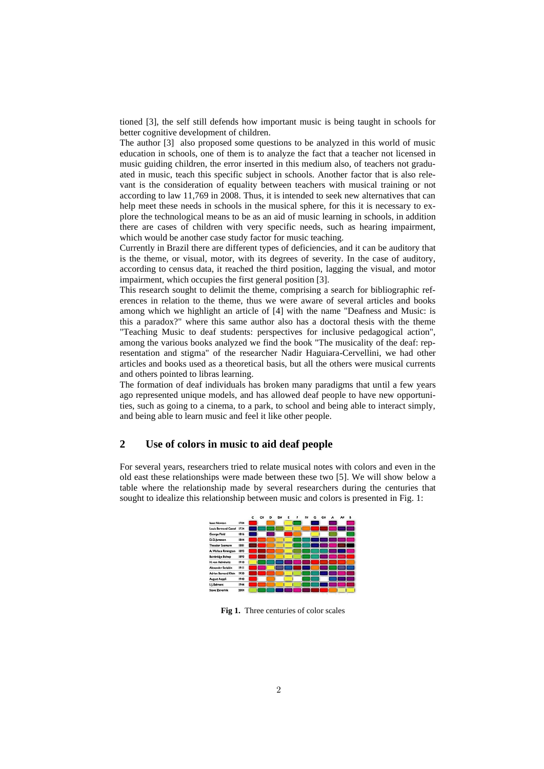tioned [3], the self still defends how important music is being taught in schools for better cognitive development of children.

The author [3] also proposed some questions to be analyzed in this world of music education in schools, one of them is to analyze the fact that a teacher not licensed in music guiding children, the error inserted in this medium also, of teachers not graduated in music, teach this specific subject in schools. Another factor that is also relevant is the consideration of equality between teachers with musical training or not according to law 11,769 in 2008. Thus, it is intended to seek new alternatives that can help meet these needs in schools in the musical sphere, for this it is necessary to explore the technological means to be as an aid of music learning in schools, in addition there are cases of children with very specific needs, such as hearing impairment, which would be another case study factor for music teaching.

Currently in Brazil there are different types of deficiencies, and it can be auditory that is the theme, or visual, motor, with its degrees of severity. In the case of auditory, according to census data, it reached the third position, lagging the visual, and motor impairment, which occupies the first general position [3].

This research sought to delimit the theme, comprising a search for bibliographic references in relation to the theme, thus we were aware of several articles and books among which we highlight an article of [4] with the name "Deafness and Music: is this a paradox?" where this same author also has a doctoral thesis with the theme "Teaching Music to deaf students: perspectives for inclusive pedagogical action", among the various books analyzed we find the book "The musicality of the deaf: representation and stigma" of the researcher Nadir Haguiara-Cervellini, we had other articles and books used as a theoretical basis, but all the others were musical currents and others pointed to libras learning.

The formation of deaf individuals has broken many paradigms that until a few years ago represented unique models, and has allowed deaf people to have new opportunities, such as going to a cinema, to a park, to school and being able to interact simply, and being able to learn music and feel it like other people.

## 2 Use of colors in music to aid deaf people

For several years, researchers tried to relate musical notes with colors and even in the old east these relationships were made between these two [5]. We will show below a table where the relationship made by several researchers during the centuries that sought to idealize this relationship between music and colors is presented in Fig. 1:

**Fig 1.** Three centuries of color scales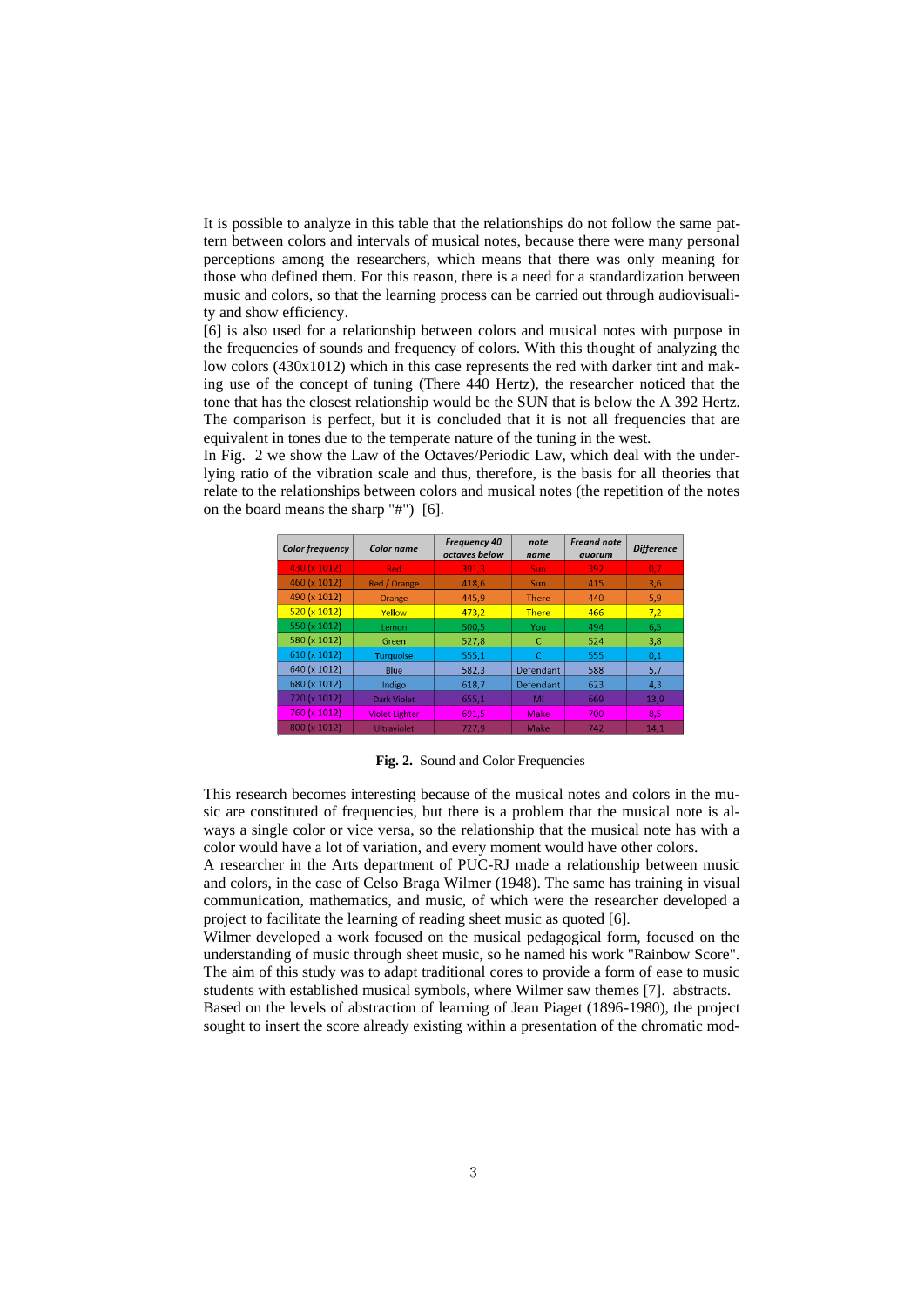It is possible to analyze in this table that the relationships do not follow the same pattern between colors and intervals of musical notes, because there were many personal perceptions among the researchers, which means that there was only meaning for those who defined them. For this reason, there is a need for a standardization between music and colors, so that the learning process can be carried out through audiovisuality and show efficiency.

[6] is also used for a relationship between colors and musical notes with purpose in the frequencies of sounds and frequency of colors. With this thought of analyzing the low colors (430x1012) which in this case represents the red with darker tint and making use of the concept of tuning (There 440 Hertz), the researcher noticed that the tone that has the closest relationship would be the SUN that is below the A 392 Hertz. The comparison is perfect, but it is concluded that it is not all frequencies that are equivalent in tones due to the temperate nature of the tuning in the west.

In Fig. 2 we show the Law of the Octaves/Periodic Law, which deal with the underlying ratio of the vibration scale and thus, therefore, is the basis for all theories that relate to the relationships between colors and musical notes (the repetition of the notes on the board means the sharp "#") [6].

| Color frequency | Color name | Frequency 40 octaves below | note name | Freand note quorum | Difference |
|---|---|---|---|---|---|
| 430 (x 1012) | Red | 391,3 | Sun | 392 | 0,7 |
| 460 (x 1012) | Red / Orange | 418,6 | Sun | 415 | 3,6 |
| 490 (x 1012) | Orange | 445,9 | There | 440 | 5,9 |
| 520 (x 1012) | Yellow | 473,2 | There | 466 | 7,2 |
| 550 (x 1012) | Lemon | 500,5 | You | 494 | 6,5 |
| 580 (x 1012) | Green | 527,8 | C | 524 | 3,8 |
| 610 (x 1012) | Turquoise | 555,1 | C | 555 | 0,1 |
| 640 (x 1012) | Blue | 582,3 | Defendant | 588 | 5,7 |
| 680 (x 1012) | Indigo | 618,7 | Defendant | 623 | 4,3 |
| 720 (x 1012) | Dark Violet | 655,1 | Mi | 669 | 13,9 |
| 760 (x 1012) | Violet Lighter | 691,5 | Make | 700 | 8,5 |
| 800 (x 1012) | Ultraviolet | 727,9 | Make | 742 | 14,1 |

**Fig. 2.** Sound and Color Frequencies

This research becomes interesting because of the musical notes and colors in the music are constituted of frequencies, but there is a problem that the musical note is always a single color or vice versa, so the relationship that the musical note has with a color would have a lot of variation, and every moment would have other colors.

A researcher in the Arts department of PUC-RJ made a relationship between music and colors, in the case of Celso Braga Wilmer (1948). The same has training in visual communication, mathematics, and music, of which were the researcher developed a project to facilitate the learning of reading sheet music as quoted [6].

Wilmer developed a work focused on the musical pedagogical form, focused on the understanding of music through sheet music, so he named his work "Rainbow Score". The aim of this study was to adapt traditional cores to provide a form of ease to music students with established musical symbols, where Wilmer saw themes [7]. abstracts.

Based on the levels of abstraction of learning of Jean Piaget (1896-1980), the project sought to insert the score already existing within a presentation of the chromatic mod-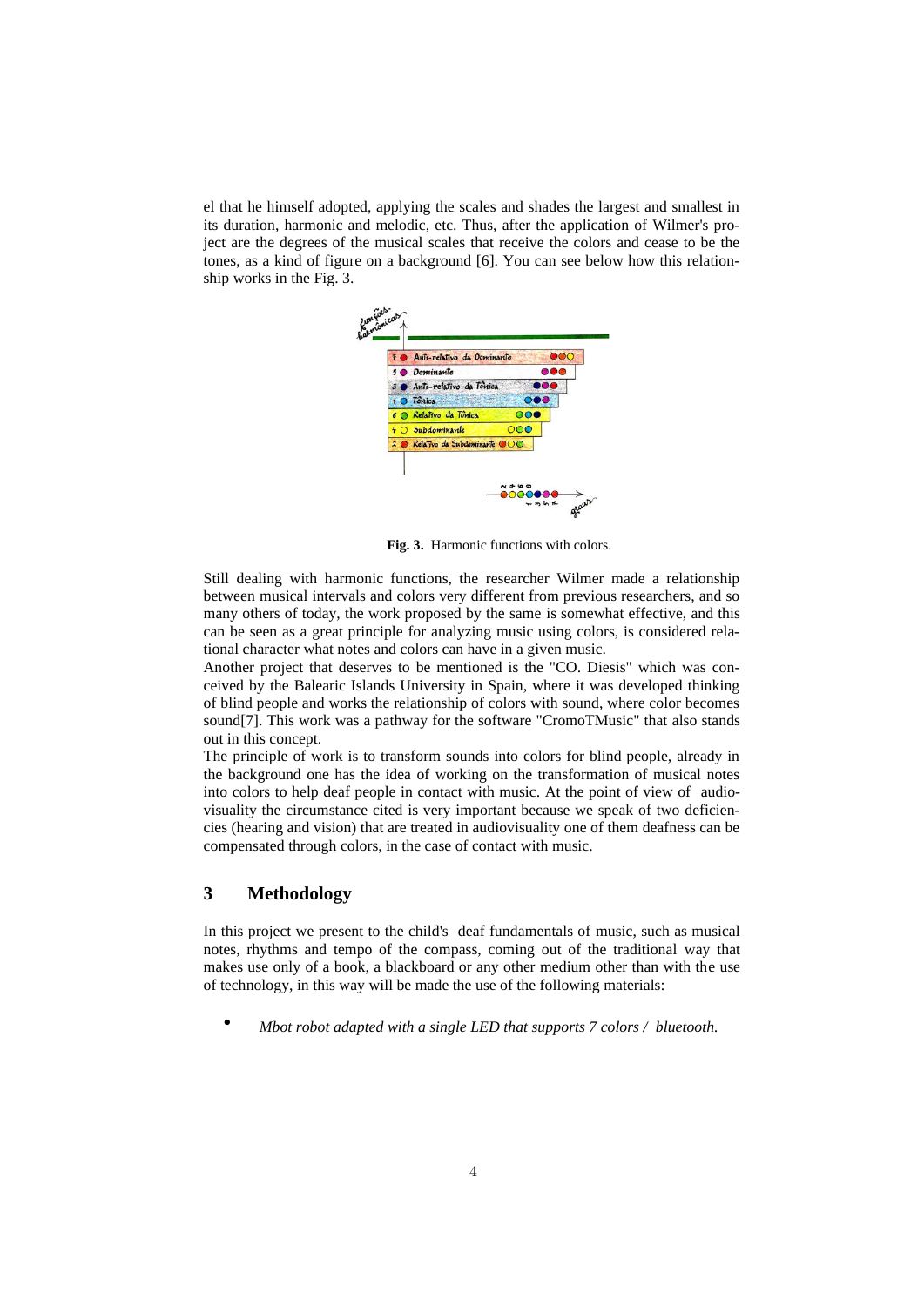el that he himself adopted, applying the scales and shades the largest and smallest in its duration, harmonic and melodic, etc. Thus, after the application of Wilmer's project are the degrees of the musical scales that receive the colors and cease to be the tones, as a kind of figure on a background [6]. You can see below how this relationship works in the Fig. 3.

**Fig. 3.** Harmonic functions with colors.

Still dealing with harmonic functions, the researcher Wilmer made a relationship between musical intervals and colors very different from previous researchers, and so many others of today, the work proposed by the same is somewhat effective, and this can be seen as a great principle for analyzing music using colors, is considered relational character what notes and colors can have in a given music.

Another project that deserves to be mentioned is the "CO. Diesis" which was conceived by the Balearic Islands University in Spain, where it was developed thinking of blind people and works the relationship of colors with sound, where color becomes sound[7]. This work was a pathway for the software "CromoTMusic" that also stands out in this concept.

The principle of work is to transform sounds into colors for blind people, already in the background one has the idea of working on the transformation of musical notes into colors to help deaf people in contact with music. At the point of view of audiovisuality the circumstance cited is very important because we speak of two deficiencies (hearing and vision) that are treated in audiovisuality one of them deafness can be compensated through colors, in the case of contact with music.

## 3 Methodology

In this project we present to the child's deaf fundamentals of music, such as musical notes, rhythms and tempo of the compass, coming out of the traditional way that makes use only of a book, a blackboard or any other medium other than with the use of technology, in this way will be made the use of the following materials:

- *Mbot robot adapted with a single LED that supports 7 colors / bluetooth.*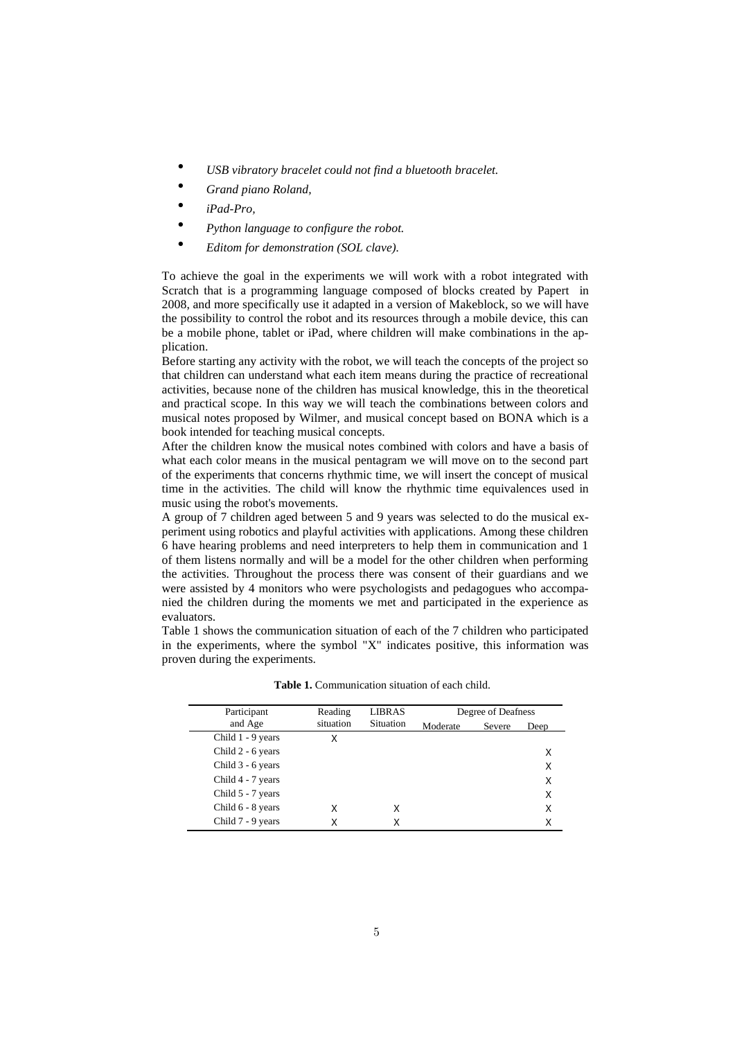- *USB vibratory bracelet could not find a bluetooth bracelet.*
- *Grand piano Roland,*
- *iPad-Pro,*
- *Python language to configure the robot.*
- *Editom for demonstration (SOL clave).*

To achieve the goal in the experiments we will work with a robot integrated with Scratch that is a programming language composed of blocks created by Papert in 2008, and more specifically use it adapted in a version of Makeblock, so we will have the possibility to control the robot and its resources through a mobile device, this can be a mobile phone, tablet or iPad, where children will make combinations in the application.

Before starting any activity with the robot, we will teach the concepts of the project so that children can understand what each item means during the practice of recreational activities, because none of the children has musical knowledge, this in the theoretical and practical scope. In this way we will teach the combinations between colors and musical notes proposed by Wilmer, and musical concept based on BONA which is a book intended for teaching musical concepts.

After the children know the musical notes combined with colors and have a basis of what each color means in the musical pentagram we will move on to the second part of the experiments that concerns rhythmic time, we will insert the concept of musical time in the activities. The child will know the rhythmic time equivalences used in music using the robot's movements.

A group of 7 children aged between 5 and 9 years was selected to do the musical experiment using robotics and playful activities with applications. Among these children 6 have hearing problems and need interpreters to help them in communication and 1 of them listens normally and will be a model for the other children when performing the activities. Throughout the process there was consent of their guardians and we were assisted by 4 monitors who were psychologists and pedagogues who accompanied the children during the moments we met and participated in the experience as evaluators.

Table 1 shows the communication situation of each of the 7 children who participated in the experiments, where the symbol "X" indicates positive, this information was proven during the experiments.

**Table 1.** Communication situation of each child.

| Participant and Age | Reading situation | LIBRAS Situation | Degree of Deafness | | |
|---|---|---|---|---|---|
| | | | Moderate | Severe | Deep |
| Child 1 - 9 years | X | | | | |
| Child 2 - 6 years | | | | | X |
| Child 3 - 6 years | | | | | X |
| Child 4 - 7 years | | | | | X |
| Child 5 - 7 years | | | | | X |
| Child 6 - 8 years | X | X | | | X |
| Child 7 - 9 years | X | X | | | X |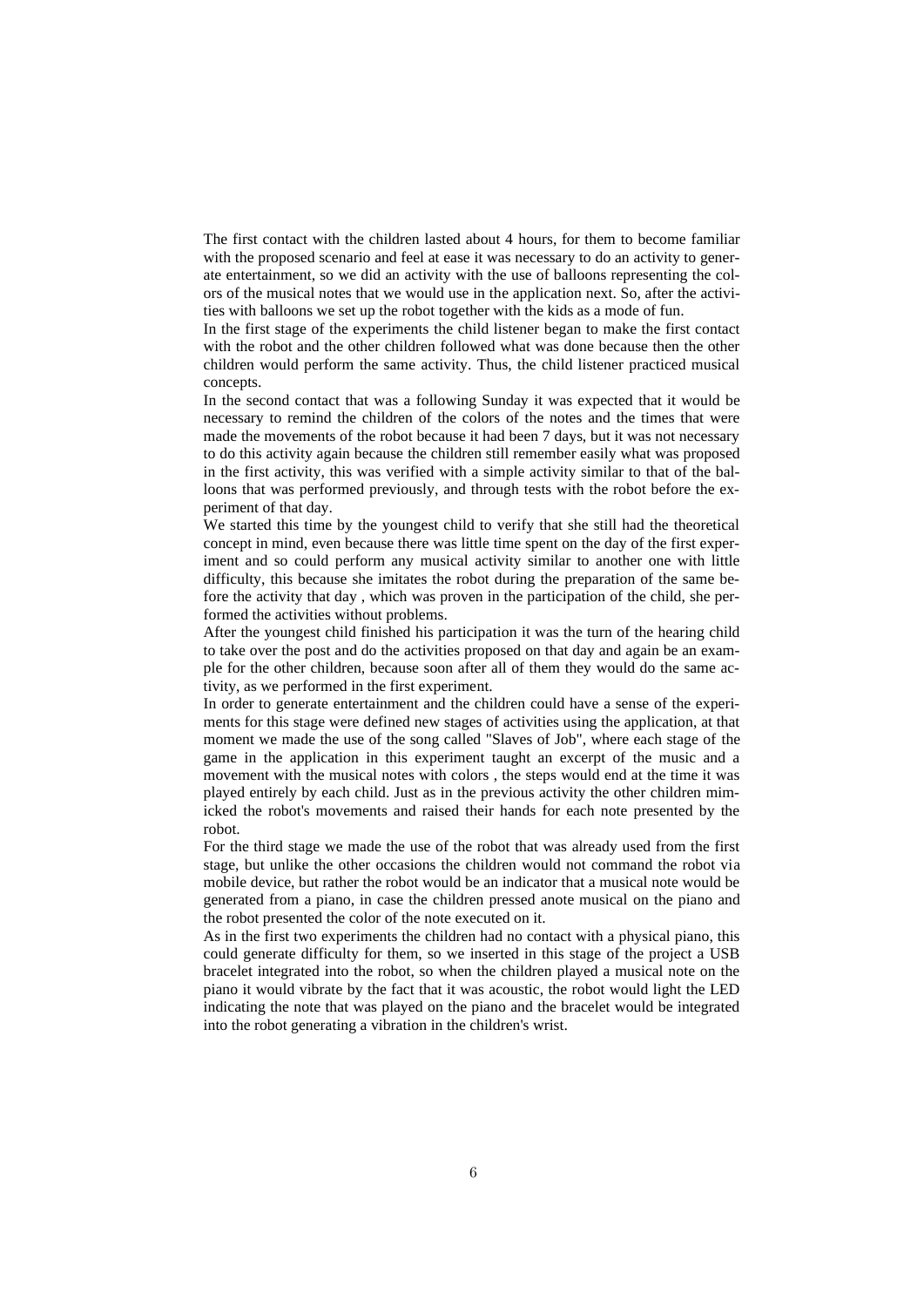The first contact with the children lasted about 4 hours, for them to become familiar with the proposed scenario and feel at ease it was necessary to do an activity to generate entertainment, so we did an activity with the use of balloons representing the colors of the musical notes that we would use in the application next. So, after the activities with balloons we set up the robot together with the kids as a mode of fun.

In the first stage of the experiments the child listener began to make the first contact with the robot and the other children followed what was done because then the other children would perform the same activity. Thus, the child listener practiced musical concepts.

In the second contact that was a following Sunday it was expected that it would be necessary to remind the children of the colors of the notes and the times that were made the movements of the robot because it had been 7 days, but it was not necessary to do this activity again because the children still remember easily what was proposed in the first activity, this was verified with a simple activity similar to that of the balloons that was performed previously, and through tests with the robot before the experiment of that day.

We started this time by the youngest child to verify that she still had the theoretical concept in mind, even because there was little time spent on the day of the first experiment and so could perform any musical activity similar to another one with little difficulty, this because she imitates the robot during the preparation of the same before the activity that day , which was proven in the participation of the child, she performed the activities without problems.

After the youngest child finished his participation it was the turn of the hearing child to take over the post and do the activities proposed on that day and again be an example for the other children, because soon after all of them they would do the same activity, as we performed in the first experiment.

In order to generate entertainment and the children could have a sense of the experiments for this stage were defined new stages of activities using the application, at that moment we made the use of the song called "Slaves of Job", where each stage of the game in the application in this experiment taught an excerpt of the music and a movement with the musical notes with colors , the steps would end at the time it was played entirely by each child. Just as in the previous activity the other children mimicked the robot's movements and raised their hands for each note presented by the robot.

For the third stage we made the use of the robot that was already used from the first stage, but unlike the other occasions the children would not command the robot via mobile device, but rather the robot would be an indicator that a musical note would be generated from a piano, in case the children pressed anote musical on the piano and the robot presented the color of the note executed on it.

As in the first two experiments the children had no contact with a physical piano, this could generate difficulty for them, so we inserted in this stage of the project a USB bracelet integrated into the robot, so when the children played a musical note on the piano it would vibrate by the fact that it was acoustic, the robot would light the LED indicating the note that was played on the piano and the bracelet would be integrated into the robot generating a vibration in the children's wrist.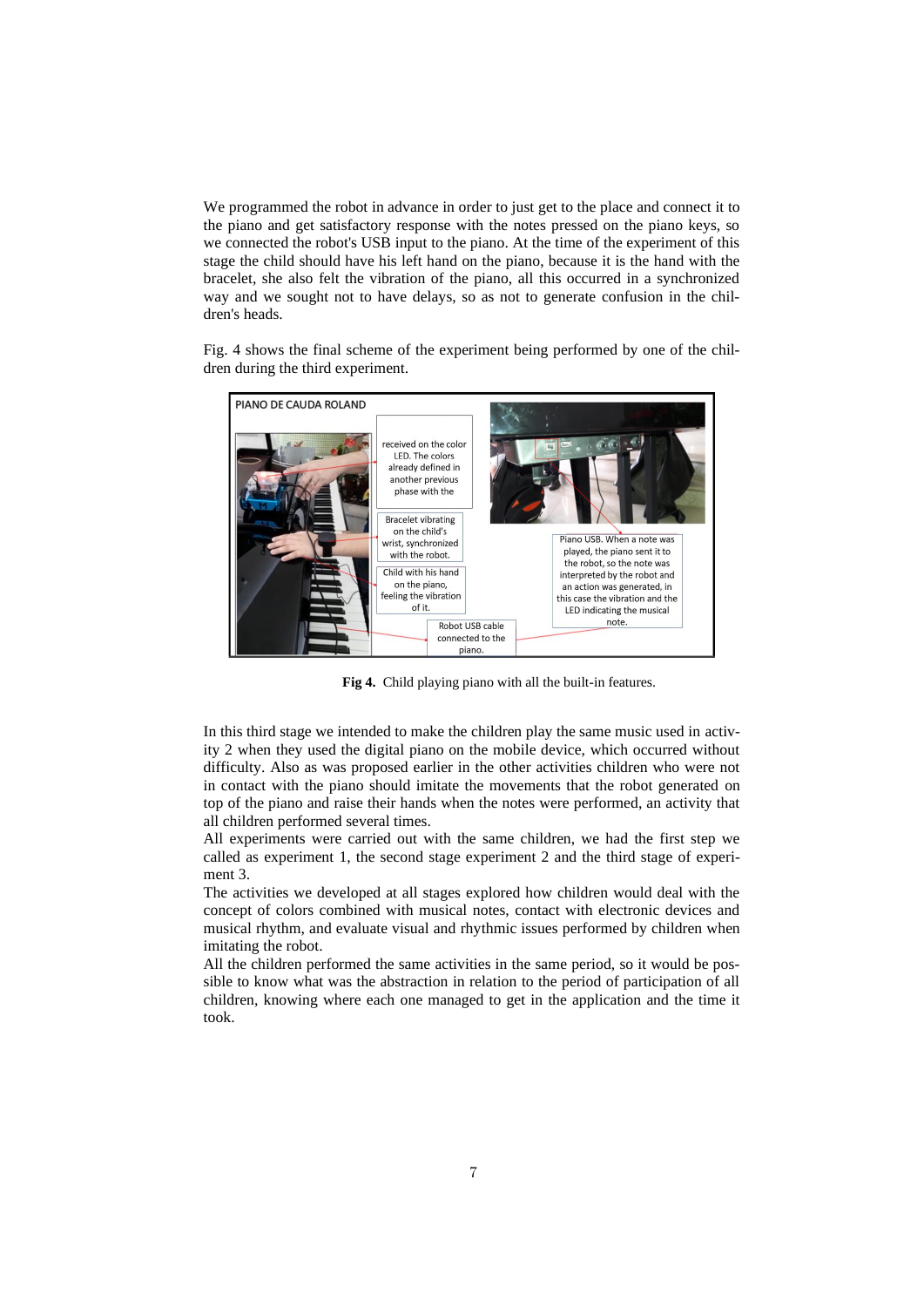We programmed the robot in advance in order to just get to the place and connect it to the piano and get satisfactory response with the notes pressed on the piano keys, so we connected the robot's USB input to the piano. At the time of the experiment of this stage the child should have his left hand on the piano, because it is the hand with the bracelet, she also felt the vibration of the piano, all this occurred in a synchronized way and we sought not to have delays, so as not to generate confusion in the children's heads.

Fig. 4 shows the final scheme of the experiment being performed by one of the children during the third experiment.

**Fig 4.** Child playing piano with all the built-in features.

In this third stage we intended to make the children play the same music used in activity 2 when they used the digital piano on the mobile device, which occurred without difficulty. Also as was proposed earlier in the other activities children who were not in contact with the piano should imitate the movements that the robot generated on top of the piano and raise their hands when the notes were performed, an activity that all children performed several times.

All experiments were carried out with the same children, we had the first step we called as experiment 1, the second stage experiment 2 and the third stage of experiment 3.

The activities we developed at all stages explored how children would deal with the concept of colors combined with musical notes, contact with electronic devices and musical rhythm, and evaluate visual and rhythmic issues performed by children when imitating the robot.

All the children performed the same activities in the same period, so it would be possible to know what was the abstraction in relation to the period of participation of all children, knowing where each one managed to get in the application and the time it took.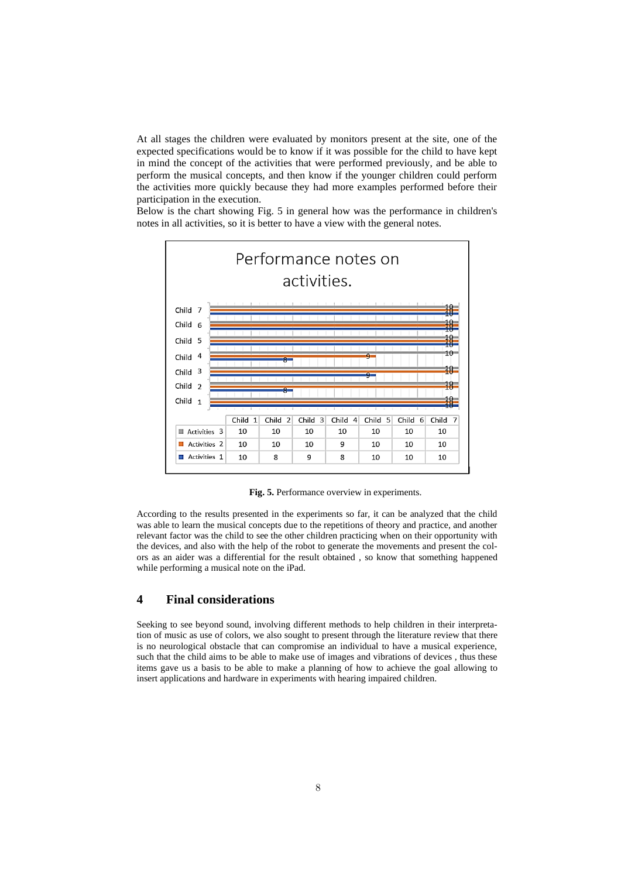At all stages the children were evaluated by monitors present at the site, one of the expected specifications would be to know if it was possible for the child to have kept in mind the concept of the activities that were performed previously, and be able to perform the musical concepts, and then know if the younger children could perform the activities more quickly because they had more examples performed before their participation in the execution.

Below is the chart showing Fig. 5 in general how was the performance in children's notes in all activities, so it is better to have a view with the general notes.

Performance notes on activities.

| | Child 1 | Child 2 | Child 3 | Child 4 | Child 5 | Child 6 | Child 7 |
|---|---|---|---|---|---|---|---|
| Activities 3 | 10 | 10 | 10 | 10 | 10 | 10 | 10 |
| Activities 2 | 10 | 10 | 10 | 9 | 10 | 10 | 10 |
| Activities 1 | 10 | 8 | 9 | 8 | 10 | 10 | 10 |

**Fig. 5.** Performance overview in experiments.

According to the results presented in the experiments so far, it can be analyzed that the child was able to learn the musical concepts due to the repetitions of theory and practice, and another relevant factor was the child to see the other children practicing when on their opportunity with the devices, and also with the help of the robot to generate the movements and present the colors as an aider was a differential for the result obtained , so know that something happened while performing a musical note on the iPad.

## 4 Final considerations

Seeking to see beyond sound, involving different methods to help children in their interpretation of music as use of colors, we also sought to present through the literature review that there is no neurological obstacle that can compromise an individual to have a musical experience, such that the child aims to be able to make use of images and vibrations of devices , thus these items gave us a basis to be able to make a planning of how to achieve the goal allowing to insert applications and hardware in experiments with hearing impaired children.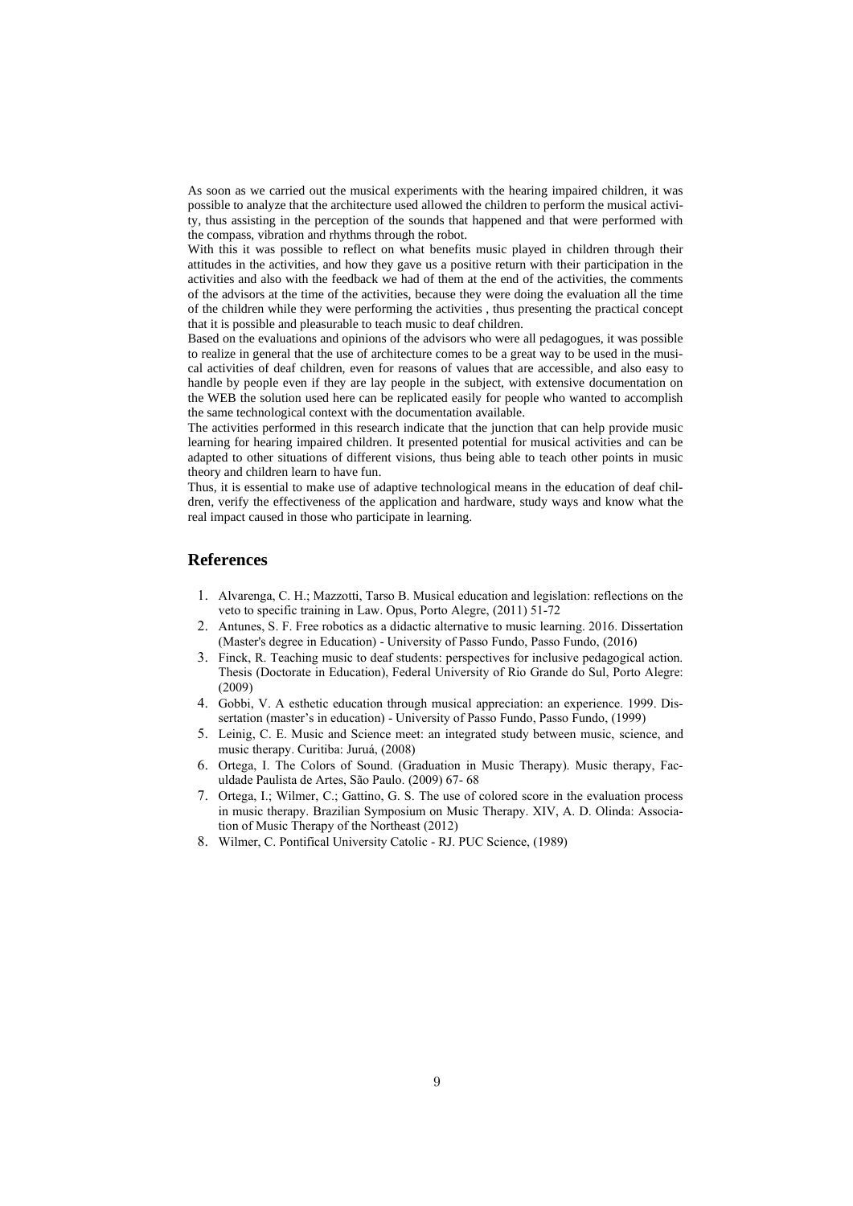As soon as we carried out the musical experiments with the hearing impaired children, it was possible to analyze that the architecture used allowed the children to perform the musical activity, thus assisting in the perception of the sounds that happened and that were performed with the compass, vibration and rhythms through the robot.

With this it was possible to reflect on what benefits music played in children through their attitudes in the activities, and how they gave us a positive return with their participation in the activities and also with the feedback we had of them at the end of the activities, the comments of the advisors at the time of the activities, because they were doing the evaluation all the time of the children while they were performing the activities , thus presenting the practical concept that it is possible and pleasurable to teach music to deaf children.

Based on the evaluations and opinions of the advisors who were all pedagogues, it was possible to realize in general that the use of architecture comes to be a great way to be used in the musical activities of deaf children, even for reasons of values that are accessible, and also easy to handle by people even if they are lay people in the subject, with extensive documentation on the WEB the solution used here can be replicated easily for people who wanted to accomplish the same technological context with the documentation available.

The activities performed in this research indicate that the junction that can help provide music learning for hearing impaired children. It presented potential for musical activities and can be adapted to other situations of different visions, thus being able to teach other points in music theory and children learn to have fun.

Thus, it is essential to make use of adaptive technological means in the education of deaf children, verify the effectiveness of the application and hardware, study ways and know what the real impact caused in those who participate in learning.

## References

1. Alvarenga, C. H.; Mazzotti, Tarso B. Musical education and legislation: reflections on the veto to specific training in Law. Opus, Porto Alegre, (2011) 51-72
2. Antunes, S. F. Free robotics as a didactic alternative to music learning. 2016. Dissertation (Master's degree in Education) - University of Passo Fundo, Passo Fundo, (2016)
3. Finck, R. Teaching music to deaf students: perspectives for inclusive pedagogical action. Thesis (Doctorate in Education), Federal University of Rio Grande do Sul, Porto Alegre: (2009)
4. Gobbi, V. A esthetic education through musical appreciation: an experience. 1999. Dissertation (master's in education) - University of Passo Fundo, Passo Fundo, (1999)
5. Leinig, C. E. Music and Science meet: an integrated study between music, science, and music therapy. Curitiba: Juruá, (2008)
6. Ortega, I. The Colors of Sound. (Graduation in Music Therapy). Music therapy, Faculdade Paulista de Artes, São Paulo. (2009) 67- 68
7. Ortega, I.; Wilmer, C.; Gattino, G. S. The use of colored score in the evaluation process in music therapy. Brazilian Symposium on Music Therapy. XIV, A. D. Olinda: Association of Music Therapy of the Northeast (2012)
8. Wilmer, C. Pontifical University Catolic - RJ. PUC Science, (1989)